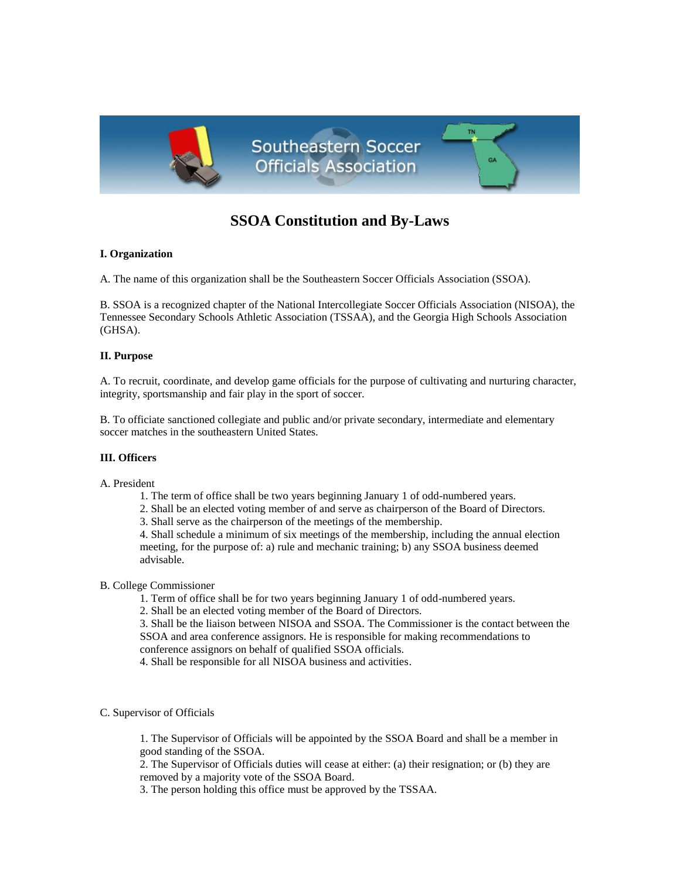# SSOA Constitution and By-Laws

## I. Organization

A. The name of this organization shall be the Southeastern Soccer Officials Association (SSOA).

B. SSOA is a recognized chapter of the National Intercollegiate Soccer Officials Association (NISOA), the Tennessee Secondary Schools Athletic Association (TSSAA), and the Georgia High Schools Association (GHSA).

## II. Purpose

A. To recruit, coordinate, and develop game officials for the purpose of cultivating and nurturing character, integrity, sportsmanship and fair play in the sport of soccer.

B. To officiate sanctioned collegiate and public and/or private secondary, intermediate and elementary soccer matches in the southeastern United States.

## III. Officers

A. President

1. The term of office shall be two years beginning January 1 of odd-numbered years.
2. Shall be an elected voting member of and serve as chairperson of the Board of Directors.
3. Shall serve as the chairperson of the meetings of the membership.
4. Shall schedule a minimum of six meetings of the membership, including the annual election meeting, for the purpose of: a) rule and mechanic training; b) any SSOA business deemed advisable.

B. College Commissioner

1. Term of office shall be for two years beginning January 1 of odd-numbered years.
2. Shall be an elected voting member of the Board of Directors.
3. Shall be the liaison between NISOA and SSOA. The Commissioner is the contact between the SSOA and area conference assignors. He is responsible for making recommendations to conference assignors on behalf of qualified SSOA officials.
4. Shall be responsible for all NISOA business and activities.

C. Supervisor of Officials

1. The Supervisor of Officials will be appointed by the SSOA Board and shall be a member in good standing of the SSOA.
2. The Supervisor of Officials duties will cease at either: (a) their resignation; or (b) they are removed by a majority vote of the SSOA Board.
3. The person holding this office must be approved by the TSSAA.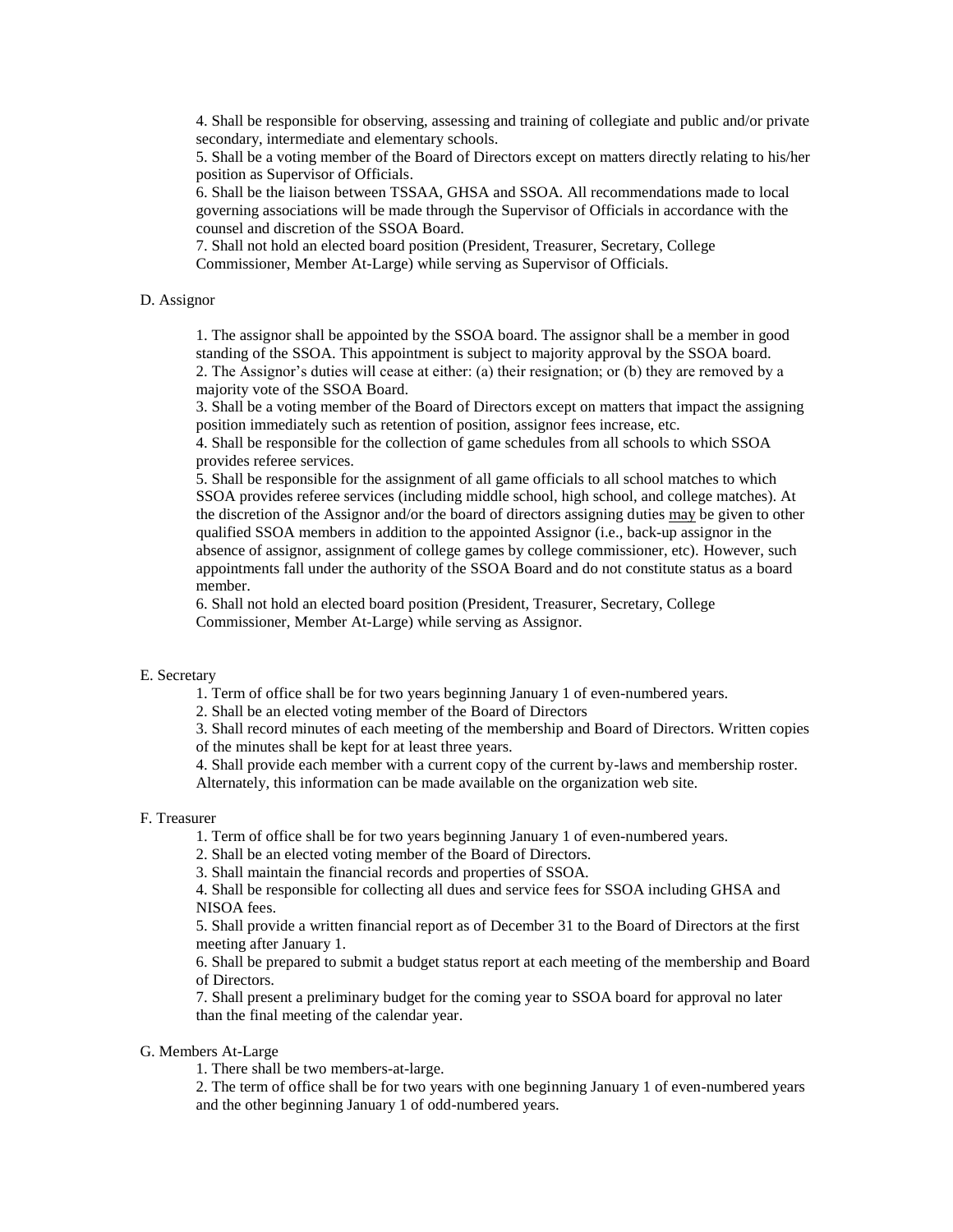4. Shall be responsible for observing, assessing and training of collegiate and public and/or private secondary, intermediate and elementary schools.
5. Shall be a voting member of the Board of Directors except on matters directly relating to his/her position as Supervisor of Officials.
6. Shall be the liaison between TSSAA, GHSA and SSOA. All recommendations made to local governing associations will be made through the Supervisor of Officials in accordance with the counsel and discretion of the SSOA Board.
7. Shall not hold an elected board position (President, Treasurer, Secretary, College Commissioner, Member At-Large) while serving as Supervisor of Officials.

D. Assignor

1. The assignor shall be appointed by the SSOA board. The assignor shall be a member in good standing of the SSOA. This appointment is subject to majority approval by the SSOA board.
2. The Assignor's duties will cease at either: (a) their resignation; or (b) they are removed by a majority vote of the SSOA Board.
3. Shall be a voting member of the Board of Directors except on matters that impact the assigning position immediately such as retention of position, assignor fees increase, etc.
4. Shall be responsible for the collection of game schedules from all schools to which SSOA provides referee services.
5. Shall be responsible for the assignment of all game officials to all school matches to which SSOA provides referee services (including middle school, high school, and college matches). At the discretion of the Assignor and/or the board of directors assigning duties <u>may</u> be given to other qualified SSOA members in addition to the appointed Assignor (i.e., back-up assignor in the absence of assignor, assignment of college games by college commissioner, etc). However, such appointments fall under the authority of the SSOA Board and do not constitute status as a board member.
6. Shall not hold an elected board position (President, Treasurer, Secretary, College Commissioner, Member At-Large) while serving as Assignor.

E. Secretary

1. Term of office shall be for two years beginning January 1 of even-numbered years.
2. Shall be an elected voting member of the Board of Directors
3. Shall record minutes of each meeting of the membership and Board of Directors. Written copies of the minutes shall be kept for at least three years.
4. Shall provide each member with a current copy of the current by-laws and membership roster. Alternately, this information can be made available on the organization web site.

F. Treasurer

1. Term of office shall be for two years beginning January 1 of even-numbered years.
2. Shall be an elected voting member of the Board of Directors.
3. Shall maintain the financial records and properties of SSOA.
4. Shall be responsible for collecting all dues and service fees for SSOA including GHSA and NISOA fees.
5. Shall provide a written financial report as of December 31 to the Board of Directors at the first meeting after January 1.
6. Shall be prepared to submit a budget status report at each meeting of the membership and Board of Directors.
7. Shall present a preliminary budget for the coming year to SSOA board for approval no later than the final meeting of the calendar year.

G. Members At-Large

1. There shall be two members-at-large.
2. The term of office shall be for two years with one beginning January 1 of even-numbered years and the other beginning January 1 of odd-numbered years.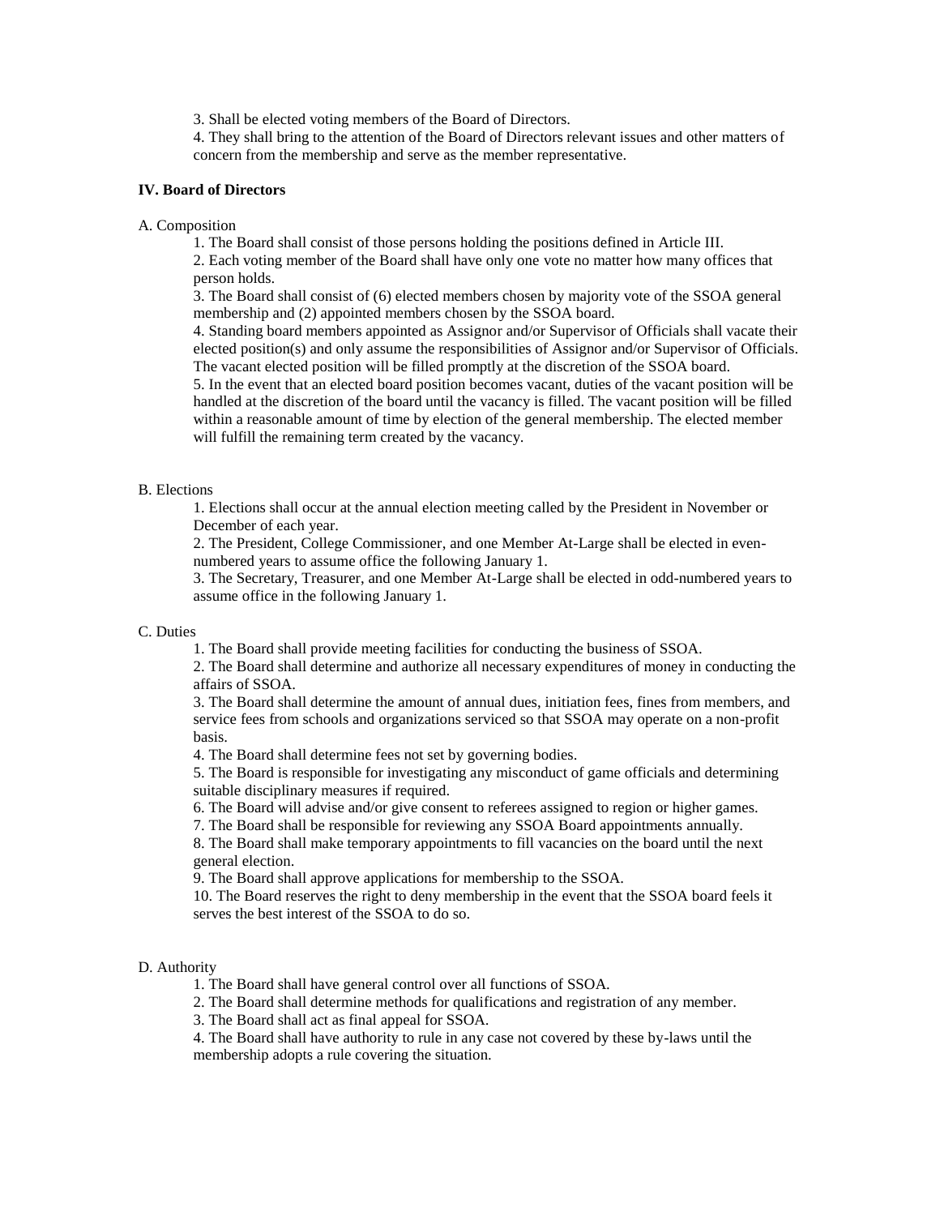3. Shall be elected voting members of the Board of Directors.
4. They shall bring to the attention of the Board of Directors relevant issues and other matters of concern from the membership and serve as the member representative.

**IV. Board of Directors**

A. Composition

1. The Board shall consist of those persons holding the positions defined in Article III.
2. Each voting member of the Board shall have only one vote no matter how many offices that person holds.
3. The Board shall consist of (6) elected members chosen by majority vote of the SSOA general membership and (2) appointed members chosen by the SSOA board.
4. Standing board members appointed as Assignor and/or Supervisor of Officials shall vacate their elected position(s) and only assume the responsibilities of Assignor and/or Supervisor of Officials. The vacant elected position will be filled promptly at the discretion of the SSOA board.
5. In the event that an elected board position becomes vacant, duties of the vacant position will be handled at the discretion of the board until the vacancy is filled. The vacant position will be filled within a reasonable amount of time by election of the general membership. The elected member will fulfill the remaining term created by the vacancy.

B. Elections

1. Elections shall occur at the annual election meeting called by the President in November or December of each year.
2. The President, College Commissioner, and one Member At-Large shall be elected in even-numbered years to assume office the following January 1.
3. The Secretary, Treasurer, and one Member At-Large shall be elected in odd-numbered years to assume office in the following January 1.

C. Duties

1. The Board shall provide meeting facilities for conducting the business of SSOA.
2. The Board shall determine and authorize all necessary expenditures of money in conducting the affairs of SSOA.
3. The Board shall determine the amount of annual dues, initiation fees, fines from members, and service fees from schools and organizations serviced so that SSOA may operate on a non-profit basis.
4. The Board shall determine fees not set by governing bodies.
5. The Board is responsible for investigating any misconduct of game officials and determining suitable disciplinary measures if required.
6. The Board will advise and/or give consent to referees assigned to region or higher games.
7. The Board shall be responsible for reviewing any SSOA Board appointments annually.
8. The Board shall make temporary appointments to fill vacancies on the board until the next general election.
9. The Board shall approve applications for membership to the SSOA.
10. The Board reserves the right to deny membership in the event that the SSOA board feels it serves the best interest of the SSOA to do so.

D. Authority

1. The Board shall have general control over all functions of SSOA.
2. The Board shall determine methods for qualifications and registration of any member.
3. The Board shall act as final appeal for SSOA.
4. The Board shall have authority to rule in any case not covered by these by-laws until the membership adopts a rule covering the situation.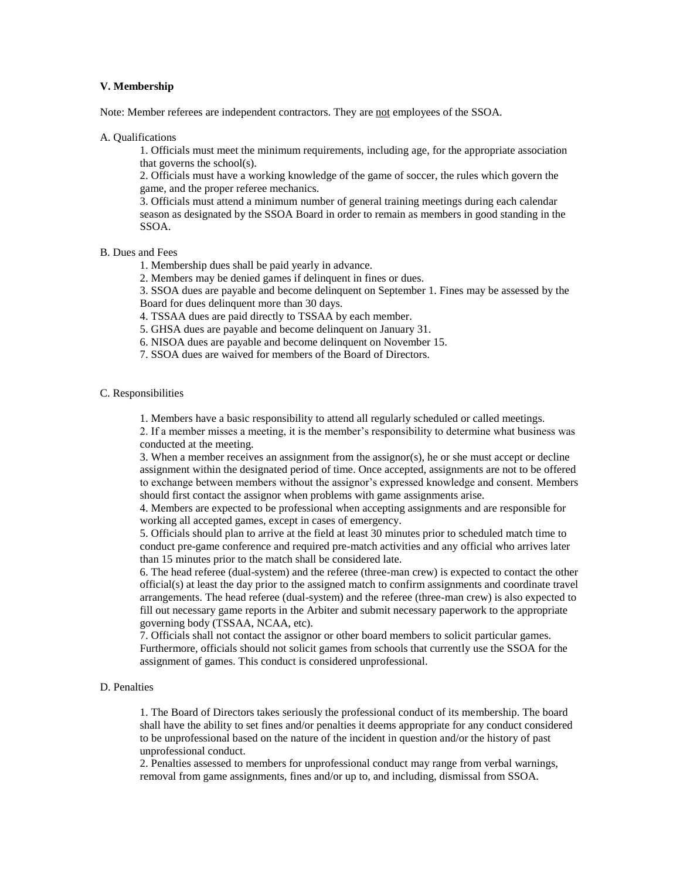## V. Membership

Note: Member referees are independent contractors. They are <u>not</u> employees of the SSOA.

A. Qualifications

1. Officials must meet the minimum requirements, including age, for the appropriate association that governs the school(s).
2. Officials must have a working knowledge of the game of soccer, the rules which govern the game, and the proper referee mechanics.
3. Officials must attend a minimum number of general training meetings during each calendar season as designated by the SSOA Board in order to remain as members in good standing in the SSOA.

B. Dues and Fees

1. Membership dues shall be paid yearly in advance.
2. Members may be denied games if delinquent in fines or dues.
3. SSOA dues are payable and become delinquent on September 1. Fines may be assessed by the Board for dues delinquent more than 30 days.
4. TSSAA dues are paid directly to TSSAA by each member.
5. GHSA dues are payable and become delinquent on January 31.
6. NISOA dues are payable and become delinquent on November 15.
7. SSOA dues are waived for members of the Board of Directors.

C. Responsibilities

1. Members have a basic responsibility to attend all regularly scheduled or called meetings.
2. If a member misses a meeting, it is the member's responsibility to determine what business was conducted at the meeting.
3. When a member receives an assignment from the assignor(s), he or she must accept or decline assignment within the designated period of time. Once accepted, assignments are not to be offered to exchange between members without the assignor's expressed knowledge and consent. Members should first contact the assignor when problems with game assignments arise.
4. Members are expected to be professional when accepting assignments and are responsible for working all accepted games, except in cases of emergency.
5. Officials should plan to arrive at the field at least 30 minutes prior to scheduled match time to conduct pre-game conference and required pre-match activities and any official who arrives later than 15 minutes prior to the match shall be considered late.
6. The head referee (dual-system) and the referee (three-man crew) is expected to contact the other official(s) at least the day prior to the assigned match to confirm assignments and coordinate travel arrangements. The head referee (dual-system) and the referee (three-man crew) is also expected to fill out necessary game reports in the Arbiter and submit necessary paperwork to the appropriate governing body (TSSAA, NCAA, etc).
7. Officials shall not contact the assignor or other board members to solicit particular games. Furthermore, officials should not solicit games from schools that currently use the SSOA for the assignment of games. This conduct is considered unprofessional.

D. Penalties

1. The Board of Directors takes seriously the professional conduct of its membership. The board shall have the ability to set fines and/or penalties it deems appropriate for any conduct considered to be unprofessional based on the nature of the incident in question and/or the history of past unprofessional conduct.
2. Penalties assessed to members for unprofessional conduct may range from verbal warnings, removal from game assignments, fines and/or up to, and including, dismissal from SSOA.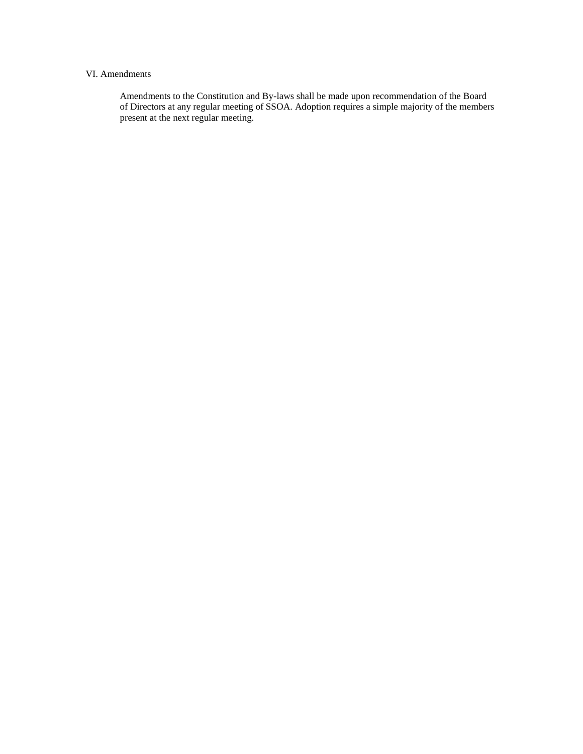## VI. Amendments

Amendments to the Constitution and By-laws shall be made upon recommendation of the Board of Directors at any regular meeting of SSOA. Adoption requires a simple majority of the members present at the next regular meeting.